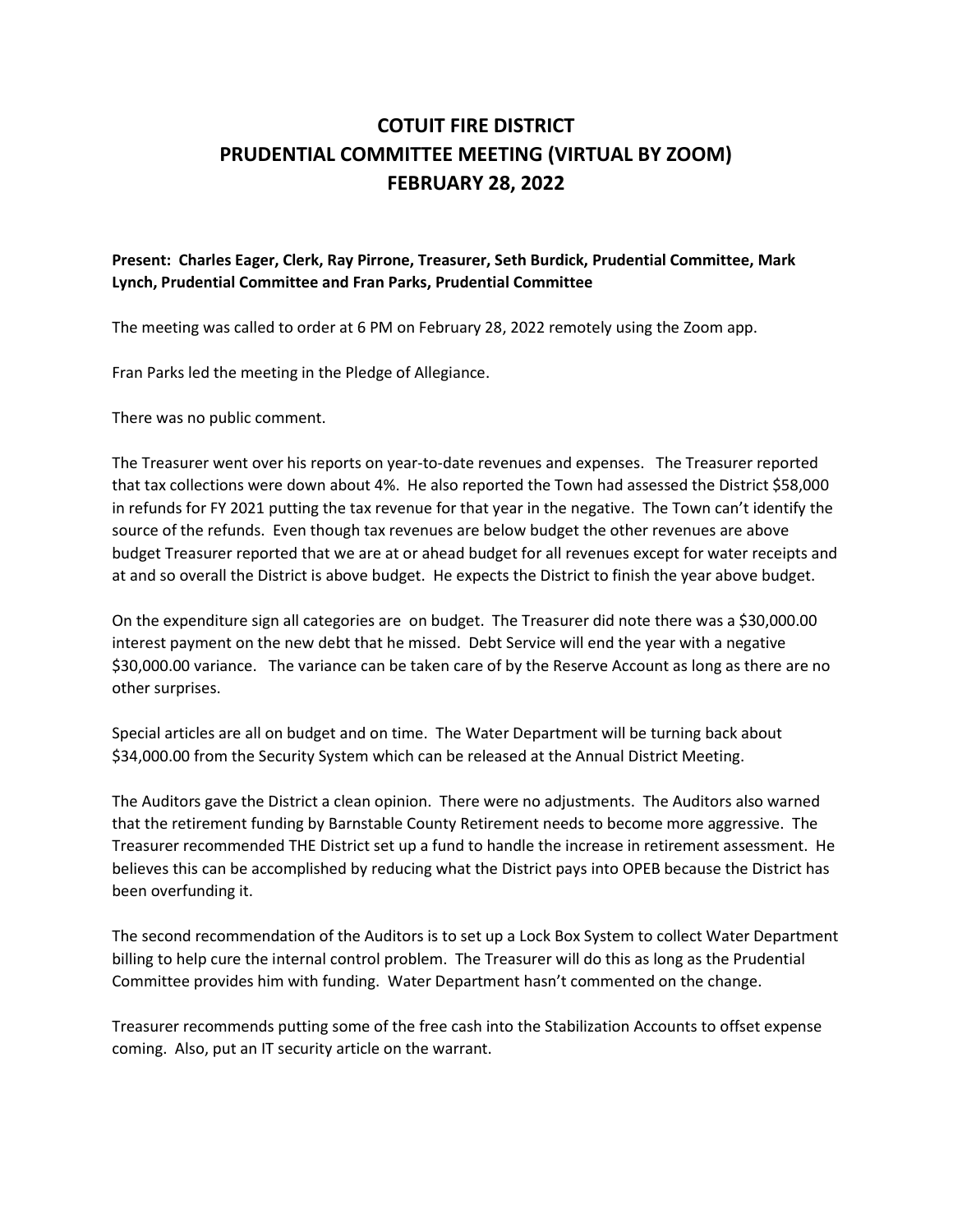# COTUIT FIRE DISTRICT
# PRUDENTIAL COMMITTEE MEETING (VIRTUAL BY ZOOM)
# FEBRUARY 28, 2022

**Present: Charles Eager, Clerk, Ray Pirrone, Treasurer, Seth Burdick, Prudential Committee, Mark Lynch, Prudential Committee and Fran Parks, Prudential Committee**

The meeting was called to order at 6 PM on February 28, 2022 remotely using the Zoom app.

Fran Parks led the meeting in the Pledge of Allegiance.

There was no public comment.

The Treasurer went over his reports on year-to-date revenues and expenses. The Treasurer reported that tax collections were down about 4%. He also reported the Town had assessed the District $58,000 in refunds for FY 2021 putting the tax revenue for that year in the negative. The Town can't identify the source of the refunds. Even though tax revenues are below budget the other revenues are above budget Treasurer reported that we are at or ahead budget for all revenues except for water receipts and at and so overall the District is above budget. He expects the District to finish the year above budget.

On the expenditure sign all categories are on budget. The Treasurer did note there was a $30,000.00 interest payment on the new debt that he missed. Debt Service will end the year with a negative $30,000.00 variance. The variance can be taken care of by the Reserve Account as long as there are no other surprises.

Special articles are all on budget and on time. The Water Department will be turning back about $34,000.00 from the Security System which can be released at the Annual District Meeting.

The Auditors gave the District a clean opinion. There were no adjustments. The Auditors also warned that the retirement funding by Barnstable County Retirement needs to become more aggressive. The Treasurer recommended THE District set up a fund to handle the increase in retirement assessment. He believes this can be accomplished by reducing what the District pays into OPEB because the District has been overfunding it.

The second recommendation of the Auditors is to set up a Lock Box System to collect Water Department billing to help cure the internal control problem. The Treasurer will do this as long as the Prudential Committee provides him with funding. Water Department hasn't commented on the change.

Treasurer recommends putting some of the free cash into the Stabilization Accounts to offset expense coming. Also, put an IT security article on the warrant.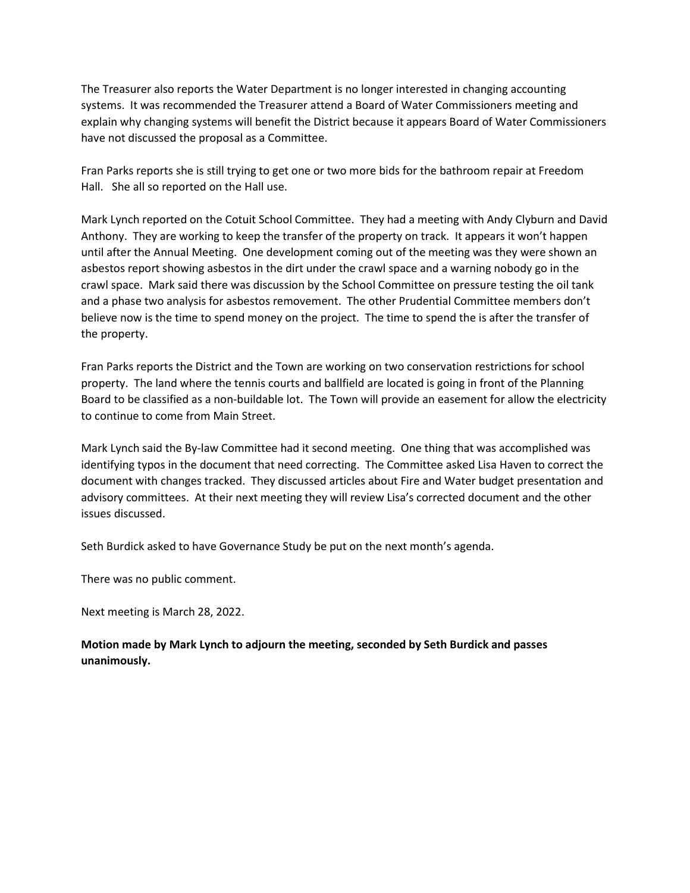The Treasurer also reports the Water Department is no longer interested in changing accounting systems. It was recommended the Treasurer attend a Board of Water Commissioners meeting and explain why changing systems will benefit the District because it appears Board of Water Commissioners have not discussed the proposal as a Committee.

Fran Parks reports she is still trying to get one or two more bids for the bathroom repair at Freedom Hall. She all so reported on the Hall use.

Mark Lynch reported on the Cotuit School Committee. They had a meeting with Andy Clyburn and David Anthony. They are working to keep the transfer of the property on track. It appears it won't happen until after the Annual Meeting. One development coming out of the meeting was they were shown an asbestos report showing asbestos in the dirt under the crawl space and a warning nobody go in the crawl space. Mark said there was discussion by the School Committee on pressure testing the oil tank and a phase two analysis for asbestos removement. The other Prudential Committee members don't believe now is the time to spend money on the project. The time to spend the is after the transfer of the property.

Fran Parks reports the District and the Town are working on two conservation restrictions for school property. The land where the tennis courts and ballfield are located is going in front of the Planning Board to be classified as a non-buildable lot. The Town will provide an easement for allow the electricity to continue to come from Main Street.

Mark Lynch said the By-law Committee had it second meeting. One thing that was accomplished was identifying typos in the document that need correcting. The Committee asked Lisa Haven to correct the document with changes tracked. They discussed articles about Fire and Water budget presentation and advisory committees. At their next meeting they will review Lisa's corrected document and the other issues discussed.

Seth Burdick asked to have Governance Study be put on the next month's agenda.

There was no public comment.

Next meeting is March 28, 2022.

**Motion made by Mark Lynch to adjourn the meeting, seconded by Seth Burdick and passes unanimously.**